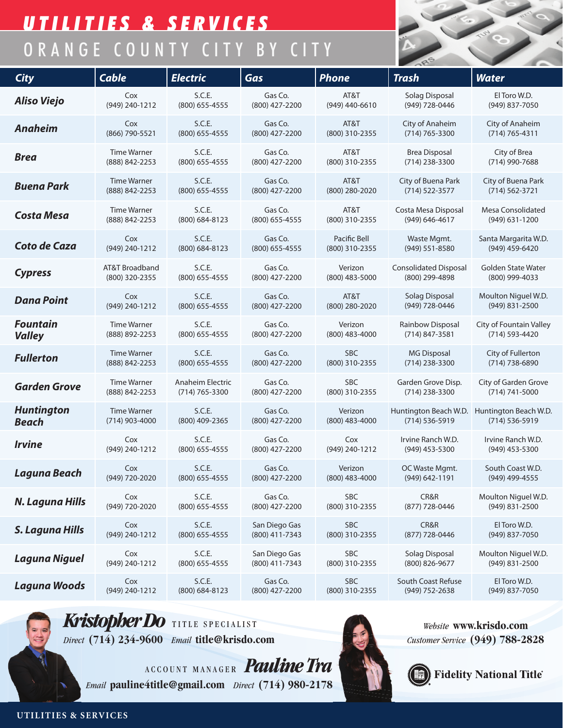# UTILITIES & SERVICES

## ORANGE COUNTY CITY BY CITY

| City | Cable | Electric | Gas | Phone | Trash | Water |
|---|---|---|---|---|---|---|
| **Aliso Viejo** | Cox (949) 240-1212 | S.C.E. (800) 655-4555 | Gas Co. (800) 427-2200 | AT&T (949) 440-6610 | Solag Disposal (949) 728-0446 | El Toro W.D. (949) 837-7050 |
| **Anaheim** | Cox (866) 790-5521 | S.C.E. (800) 655-4555 | Gas Co. (800) 427-2200 | AT&T (800) 310-2355 | City of Anaheim (714) 765-3300 | City of Anaheim (714) 765-4311 |
| **Brea** | Time Warner (888) 842-2253 | S.C.E. (800) 655-4555 | Gas Co. (800) 427-2200 | AT&T (800) 310-2355 | Brea Disposal (714) 238-3300 | City of Brea (714) 990-7688 |
| **Buena Park** | Time Warner (888) 842-2253 | S.C.E. (800) 655-4555 | Gas Co. (800) 427-2200 | AT&T (800) 280-2020 | City of Buena Park (714) 522-3577 | City of Buena Park (714) 562-3721 |
| **Costa Mesa** | Time Warner (888) 842-2253 | S.C.E. (800) 684-8123 | Gas Co. (800) 655-4555 | AT&T (800) 310-2355 | Costa Mesa Disposal (949) 646-4617 | Mesa Consolidated (949) 631-1200 |
| **Coto de Caza** | Cox (949) 240-1212 | S.C.E. (800) 684-8123 | Gas Co. (800) 655-4555 | Pacific Bell (800) 310-2355 | Waste Mgmt. (949) 551-8580 | Santa Margarita W.D. (949) 459-6420 |
| **Cypress** | AT&T Broadband (800) 320-2355 | S.C.E. (800) 655-4555 | Gas Co. (800) 427-2200 | Verizon (800) 483-5000 | Consolidated Disposal (800) 299-4898 | Golden State Water (800) 999-4033 |
| **Dana Point** | Cox (949) 240-1212 | S.C.E. (800) 655-4555 | Gas Co. (800) 427-2200 | AT&T (800) 280-2020 | Solag Disposal (949) 728-0446 | Moulton Niguel W.D. (949) 831-2500 |
| **Fountain Valley** | Time Warner (888) 892-2253 | S.C.E. (800) 655-4555 | Gas Co. (800) 427-2200 | Verizon (800) 483-4000 | Rainbow Disposal (714) 847-3581 | City of Fountain Valley (714) 593-4420 |
| **Fullerton** | Time Warner (888) 842-2253 | S.C.E. (800) 655-4555 | Gas Co. (800) 427-2200 | SBC (800) 310-2355 | MG Disposal (714) 238-3300 | City of Fullerton (714) 738-6890 |
| **Garden Grove** | Time Warner (888) 842-2253 | Anaheim Electric (714) 765-3300 | Gas Co. (800) 427-2200 | SBC (800) 310-2355 | Garden Grove Disp. (714) 238-3300 | City of Garden Grove (714) 741-5000 |
| **Huntington Beach** | Time Warner (714) 903-4000 | S.C.E. (800) 409-2365 | Gas Co. (800) 427-2200 | Verizon (800) 483-4000 | Huntington Beach W.D. (714) 536-5919 | Huntington Beach W.D. (714) 536-5919 |
| **Irvine** | Cox (949) 240-1212 | S.C.E. (800) 655-4555 | Gas Co. (800) 427-2200 | Cox (949) 240-1212 | Irvine Ranch W.D. (949) 453-5300 | Irvine Ranch W.D. (949) 453-5300 |
| **Laguna Beach** | Cox (949) 720-2020 | S.C.E. (800) 655-4555 | Gas Co. (800) 427-2200 | Verizon (800) 483-4000 | OC Waste Mgmt. (949) 642-1191 | South Coast W.D. (949) 499-4555 |
| **N. Laguna Hills** | Cox (949) 720-2020 | S.C.E. (800) 655-4555 | Gas Co. (800) 427-2200 | SBC (800) 310-2355 | CR&R (877) 728-0446 | Moulton Niguel W.D. (949) 831-2500 |
| **S. Laguna Hills** | Cox (949) 240-1212 | S.C.E. (800) 655-4555 | San Diego Gas (800) 411-7343 | SBC (800) 310-2355 | CR&R (877) 728-0446 | El Toro W.D. (949) 837-7050 |
| **Laguna Niguel** | Cox (949) 240-1212 | S.C.E. (800) 655-4555 | San Diego Gas (800) 411-7343 | SBC (800) 310-2355 | Solag Disposal (800) 826-9677 | Moulton Niguel W.D. (949) 831-2500 |
| **Laguna Woods** | Cox (949) 240-1212 | S.C.E. (800) 684-8123 | Gas Co. (800) 427-2200 | SBC (800) 310-2355 | South Coast Refuse (949) 752-2638 | El Toro W.D. (949) 837-7050 |

**Kristopher Do** TITLE SPECIALIST
*Direct* **(714) 234-9600** *Email* **title@krisdo.com**

ACCOUNT MANAGER **Pauline Tra**
*Email* **pauline4title@gmail.com** *Direct* **(714) 980-2178**

*Website* **www.krisdo.com**
*Customer Service* **(949) 788-2828**

**Fidelity National Title**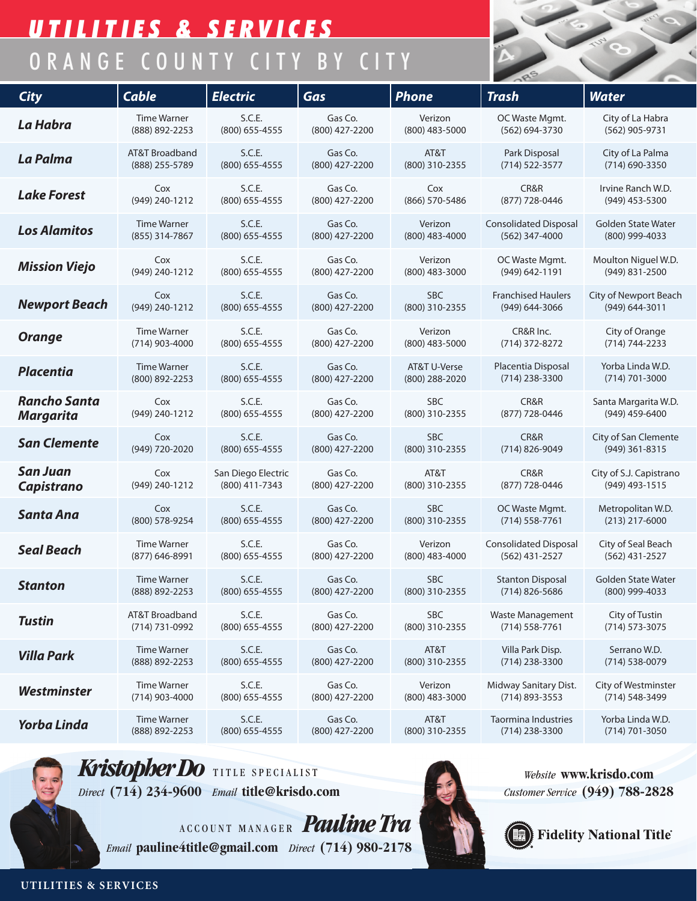# UTILITIES & SERVICES

## ORANGE COUNTY CITY BY CITY

| City | Cable | Electric | Gas | Phone | Trash | Water |
|---|---|---|---|---|---|---|
| La Habra | Time Warner (888) 892-2253 | S.C.E. (800) 655-4555 | Gas Co. (800) 427-2200 | Verizon (800) 483-5000 | OC Waste Mgmt. (562) 694-3730 | City of La Habra (562) 905-9731 |
| La Palma | AT&T Broadband (888) 255-5789 | S.C.E. (800) 655-4555 | Gas Co. (800) 427-2200 | AT&T (800) 310-2355 | Park Disposal (714) 522-3577 | City of La Palma (714) 690-3350 |
| Lake Forest | Cox (949) 240-1212 | S.C.E. (800) 655-4555 | Gas Co. (800) 427-2200 | Cox (866) 570-5486 | CR&R (877) 728-0446 | Irvine Ranch W.D. (949) 453-5300 |
| Los Alamitos | Time Warner (855) 314-7867 | S.C.E. (800) 655-4555 | Gas Co. (800) 427-2200 | Verizon (800) 483-4000 | Consolidated Disposal (562) 347-4000 | Golden State Water (800) 999-4033 |
| Mission Viejo | Cox (949) 240-1212 | S.C.E. (800) 655-4555 | Gas Co. (800) 427-2200 | Verizon (800) 483-3000 | OC Waste Mgmt. (949) 642-1191 | Moulton Niguel W.D. (949) 831-2500 |
| Newport Beach | Cox (949) 240-1212 | S.C.E. (800) 655-4555 | Gas Co. (800) 427-2200 | SBC (800) 310-2355 | Franchised Haulers (949) 644-3066 | City of Newport Beach (949) 644-3011 |
| Orange | Time Warner (714) 903-4000 | S.C.E. (800) 655-4555 | Gas Co. (800) 427-2200 | Verizon (800) 483-5000 | CR&R Inc. (714) 372-8272 | City of Orange (714) 744-2233 |
| Placentia | Time Warner (800) 892-2253 | S.C.E. (800) 655-4555 | Gas Co. (800) 427-2200 | AT&T U-Verse (800) 288-2020 | Placentia Disposal (714) 238-3300 | Yorba Linda W.D. (714) 701-3000 |
| Rancho Santa Margarita | Cox (949) 240-1212 | S.C.E. (800) 655-4555 | Gas Co. (800) 427-2200 | SBC (800) 310-2355 | CR&R (877) 728-0446 | Santa Margarita W.D. (949) 459-6400 |
| San Clemente | Cox (949) 720-2020 | S.C.E. (800) 655-4555 | Gas Co. (800) 427-2200 | SBC (800) 310-2355 | CR&R (714) 826-9049 | City of San Clemente (949) 361-8315 |
| San Juan Capistrano | Cox (949) 240-1212 | San Diego Electric (800) 411-7343 | Gas Co. (800) 427-2200 | AT&T (800) 310-2355 | CR&R (877) 728-0446 | City of S.J. Capistrano (949) 493-1515 |
| Santa Ana | Cox (800) 578-9254 | S.C.E. (800) 655-4555 | Gas Co. (800) 427-2200 | SBC (800) 310-2355 | OC Waste Mgmt. (714) 558-7761 | Metropolitan W.D. (213) 217-6000 |
| Seal Beach | Time Warner (877) 646-8991 | S.C.E. (800) 655-4555 | Gas Co. (800) 427-2200 | Verizon (800) 483-4000 | Consolidated Disposal (562) 431-2527 | City of Seal Beach (562) 431-2527 |
| Stanton | Time Warner (888) 892-2253 | S.C.E. (800) 655-4555 | Gas Co. (800) 427-2200 | SBC (800) 310-2355 | Stanton Disposal (714) 826-5686 | Golden State Water (800) 999-4033 |
| Tustin | AT&T Broadband (714) 731-0992 | S.C.E. (800) 655-4555 | Gas Co. (800) 427-2200 | SBC (800) 310-2355 | Waste Management (714) 558-7761 | City of Tustin (714) 573-3075 |
| Villa Park | Time Warner (888) 892-2253 | S.C.E. (800) 655-4555 | Gas Co. (800) 427-2200 | AT&T (800) 310-2355 | Villa Park Disp. (714) 238-3300 | Serrano W.D. (714) 538-0079 |
| Westminster | Time Warner (714) 903-4000 | S.C.E. (800) 655-4555 | Gas Co. (800) 427-2200 | Verizon (800) 483-3000 | Midway Sanitary Dist. (714) 893-3553 | City of Westminster (714) 548-3499 |
| Yorba Linda | Time Warner (888) 892-2253 | S.C.E. (800) 655-4555 | Gas Co. (800) 427-2200 | AT&T (800) 310-2355 | Taormina Industries (714) 238-3300 | Yorba Linda W.D. (714) 701-3050 |

**Kristopher Do** TITLE SPECIALIST
*Direct* **(714) 234-9600** *Email* **title@krisdo.com**

ACCOUNT MANAGER **Pauline Tra**
*Email* **pauline4title@gmail.com** *Direct* **(714) 980-2178**

*Website* **www.krisdo.com**
*Customer Service* **(949) 788-2828**

**Fidelity National Title**